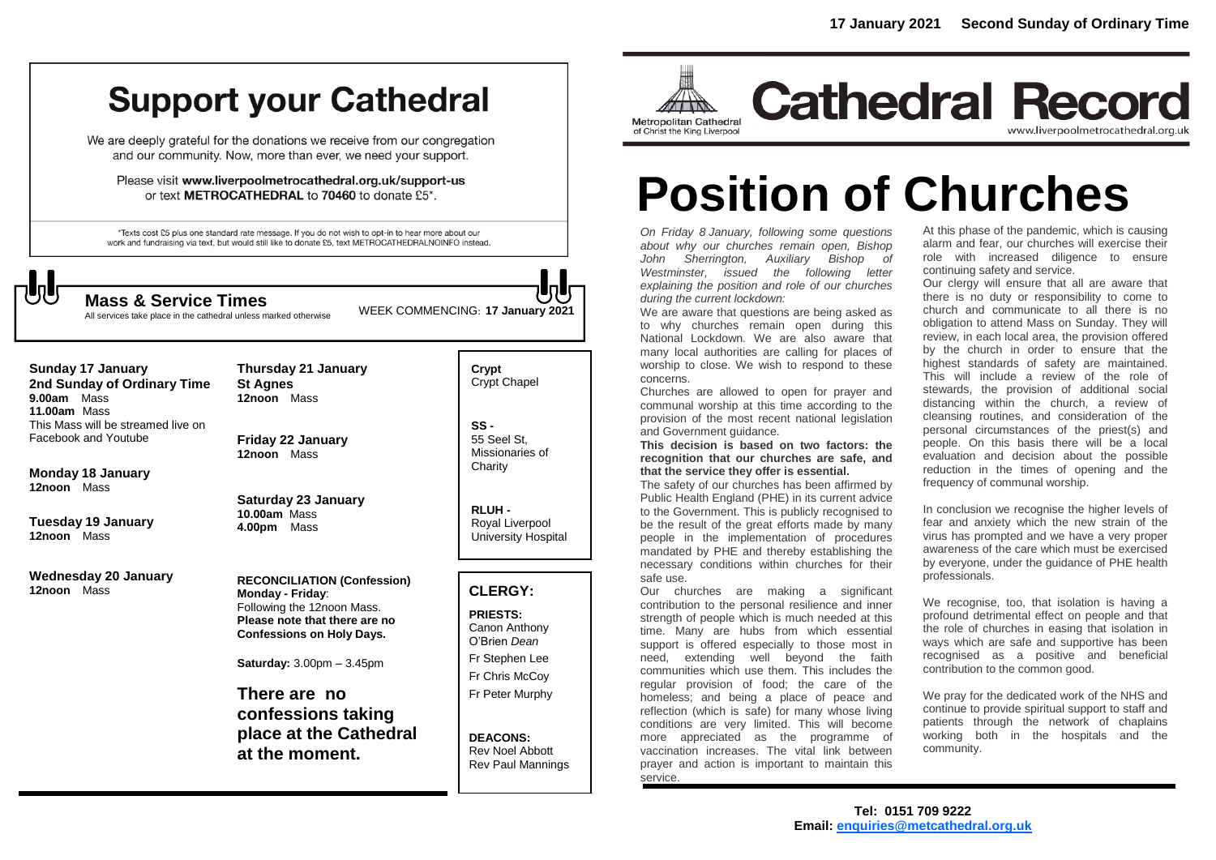# Support your Cathedral

We are deeply grateful for the donations we receive from our congregation and our community. Now, more than ever, we need your support.

Please visit **www.liverpoolmetrocathedral.org.uk/support-us** or text **METROCATHEDRAL** to **70460** to donate £5*.

*Texts cost £5 plus one standard rate message. If you do not wish to opt-in to hear more about our work and fundraising via text, but would still like to donate £5, text METROCATHEDRALNOINFO instead.

## Mass & Service Times

All services take place in the cathedral unless marked otherwise

WEEK COMMENCING: **17 January 2021**

**Sunday 17 January**
**2nd Sunday of Ordinary Time**
**9.00am** Mass
**11.00am** Mass
This Mass will be streamed live on Facebook and Youtube

**Monday 18 January**
**12noon** Mass

**Tuesday 19 January**
**12noon** Mass

**Wednesday 20 January**
**12noon** Mass

**Thursday 21 January**
**St Agnes**
**12noon** Mass

**Friday 22 January**
**12noon** Mass

**Saturday 23 January**
**10.00am** Mass
**4.00pm** Mass

**RECONCILIATION (Confession)**
**Monday - Friday**:
Following the 12noon Mass.
**Please note that there are no Confessions on Holy Days.**

**Saturday:** 3.00pm – 3.45pm

**There are no confessions taking place at the Cathedral at the moment.**

**Crypt**
Crypt Chapel

**SS -**
55 Seel St, Missionaries of Charity

**RLUH -**
Royal Liverpool University Hospital

## CLERGY:

**PRIESTS:**
Canon Anthony O'Brien *Dean*
Fr Stephen Lee
Fr Chris McCoy
Fr Peter Murphy

**DEACONS:**
Rev Noel Abbott
Rev Paul Mannings

**17 January 2021 Second Sunday of Ordinary Time**

Metropolitan Cathedral of Christ the King Liverpool

# Cathedral Record

www.liverpoolmetrocathedral.org.uk

# Position of Churches

*On Friday 8 January, following some questions about why our churches remain open, Bishop John Sherrington, Auxiliary Bishop of Westminster, issued the following letter explaining the position and role of our churches during the current lockdown:*

We are aware that questions are being asked as to why churches remain open during this National Lockdown. We are also aware that many local authorities are calling for places of worship to close. We wish to respond to these concerns.

Churches are allowed to open for prayer and communal worship at this time according to the provision of the most recent national legislation and Government guidance.

**This decision is based on two factors: the recognition that our churches are safe, and that the service they offer is essential.**

The safety of our churches has been affirmed by Public Health England (PHE) in its current advice to the Government. This is publicly recognised to be the result of the great efforts made by many people in the implementation of procedures mandated by PHE and thereby establishing the necessary conditions within churches for their safe use.

Our churches are making a significant contribution to the personal resilience and inner strength of people which is much needed at this time. Many are hubs from which essential support is offered especially to those most in need, extending well beyond the faith communities which use them. This includes the regular provision of food; the care of the homeless; and being a place of peace and reflection (which is safe) for many whose living conditions are very limited. This will become more appreciated as the programme of vaccination increases. The vital link between prayer and action is important to maintain this service.

At this phase of the pandemic, which is causing alarm and fear, our churches will exercise their role with increased diligence to ensure continuing safety and service.

Our clergy will ensure that all are aware that there is no duty or responsibility to come to church and communicate to all there is no obligation to attend Mass on Sunday. They will review, in each local area, the provision offered by the church in order to ensure that the highest standards of safety are maintained. This will include a review of the role of stewards, the provision of additional social distancing within the church, a review of cleansing routines, and consideration of the personal circumstances of the priest(s) and people. On this basis there will be a local evaluation and decision about the possible reduction in the times of opening and the frequency of communal worship.

In conclusion we recognise the higher levels of fear and anxiety which the new strain of the virus has prompted and we have a very proper awareness of the care which must be exercised by everyone, under the guidance of PHE health professionals.

We recognise, too, that isolation is having a profound detrimental effect on people and that the role of churches in easing that isolation in ways which are safe and supportive has been recognised as a positive and beneficial contribution to the common good.

We pray for the dedicated work of the NHS and continue to provide spiritual support to staff and patients through the network of chaplains working both in the hospitals and the community.

**Tel: 0151 709 9222**
**Email: enquiries@metcathedral.org.uk**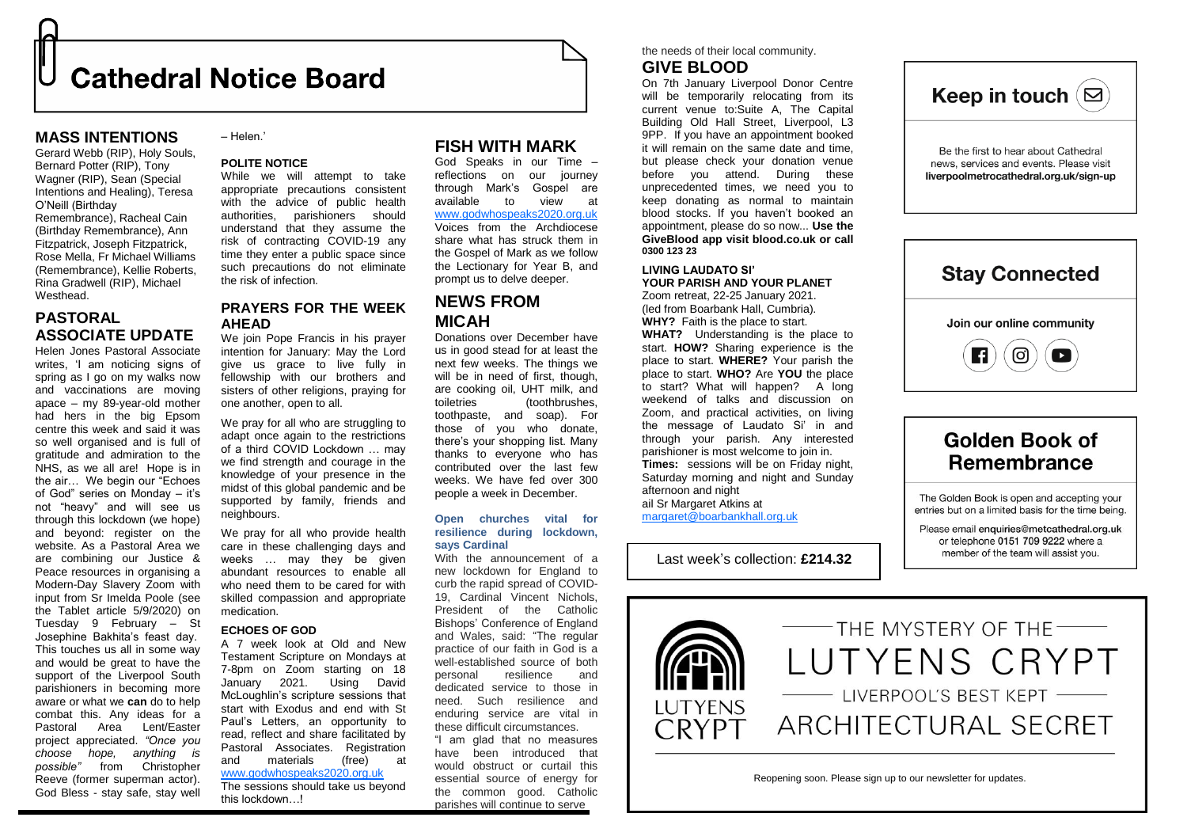# Cathedral Notice Board

## MASS INTENTIONS

Gerard Webb (RIP), Holy Souls, Bernard Potter (RIP), Tony Wagner (RIP), Sean (Special Intentions and Healing), Teresa O'Neill (Birthday Remembrance), Racheal Cain (Birthday Remembrance), Ann Fitzpatrick, Joseph Fitzpatrick, Rose Mella, Fr Michael Williams (Remembrance), Kellie Roberts, Rina Gradwell (RIP), Michael Westhead.

## PASTORAL ASSOCIATE UPDATE

Helen Jones Pastoral Associate writes, 'I am noticing signs of spring as I go on my walks now and vaccinations are moving apace – my 89-year-old mother had hers in the big Epsom centre this week and said it was so well organised and is full of gratitude and admiration to the NHS, as we all are! Hope is in the air… We begin our "Echoes of God" series on Monday – it's not "heavy" and will see us through this lockdown (we hope) and beyond: register on the website. As a Pastoral Area we are combining our Justice & Peace resources in organising a Modern-Day Slavery Zoom with input from Sr Imelda Poole (see the Tablet article 5/9/2020) on Tuesday 9 February – St Josephine Bakhita's feast day. This touches us all in some way and would be great to have the support of the Liverpool South parishioners in becoming more aware or what we **can** do to help combat this. Any ideas for a Pastoral Area Lent/Easter project appreciated. *"Once you choose hope, anything is possible"* from Christopher Reeve (former superman actor). God Bless - stay safe, stay well – Helen.'

**POLITE NOTICE**

While we will attempt to take appropriate precautions consistent with the advice of public health authorities, parishioners should understand that they assume the risk of contracting COVID-19 any time they enter a public space since such precautions do not eliminate the risk of infection.

## PRAYERS FOR THE WEEK AHEAD

We join Pope Francis in his prayer intention for January: May the Lord give us grace to live fully in fellowship with our brothers and sisters of other religions, praying for one another, open to all.

We pray for all who are struggling to adapt once again to the restrictions of a third COVID Lockdown … may we find strength and courage in the knowledge of your presence in the midst of this global pandemic and be supported by family, friends and neighbours.

We pray for all who provide health care in these challenging days and weeks … may they be given abundant resources to enable all who need them to be cared for with skilled compassion and appropriate medication.

**ECHOES OF GOD**

A 7 week look at Old and New Testament Scripture on Mondays at 7-8pm on Zoom starting on 18 January 2021. Using David McLoughlin's scripture sessions that start with Exodus and end with St Paul's Letters, an opportunity to read, reflect and share facilitated by Pastoral Associates. Registration and materials (free) at www.godwhospeaks2020.org.uk

The sessions should take us beyond this lockdown…!

## FISH WITH MARK

God Speaks in our Time – reflections on our journey through Mark's Gospel are available to view at www.godwhospeaks2020.org.uk Voices from the Archdiocese share what has struck them in the Gospel of Mark as we follow the Lectionary for Year B, and prompt us to delve deeper.

## NEWS FROM MICAH

Donations over December have us in good stead for at least the next few weeks. The things we will be in need of first, though, are cooking oil, UHT milk, and toiletries (toothbrushes, toothpaste, and soap). For those of you who donate, there's your shopping list. Many thanks to everyone who has contributed over the last few weeks. We have fed over 300 people a week in December.

**Open churches vital for resilience during lockdown, says Cardinal**

With the announcement of a new lockdown for England to curb the rapid spread of COVID-19, Cardinal Vincent Nichols, President of the Catholic Bishops' Conference of England and Wales, said: "The regular practice of our faith in God is a well-established source of both personal resilience and dedicated service to those in need. Such resilience and enduring service are vital in these difficult circumstances.

"I am glad that no measures have been introduced that would obstruct or curtail this essential source of energy for the common good. Catholic parishes will continue to serve the needs of their local community.

## GIVE BLOOD

On 7th January Liverpool Donor Centre will be temporarily relocating from its current venue to:Suite A, The Capital Building Old Hall Street, Liverpool, L3 9PP. If you have an appointment booked it will remain on the same date and time, but please check your donation venue before you attend. During these unprecedented times, we need you to keep donating as normal to maintain blood stocks. If you haven't booked an appointment, please do so now... **Use the GiveBlood app visit blood.co.uk or call 0300 123 23**

**LIVING LAUDATO SI' YOUR PARISH AND YOUR PLANET**

Zoom retreat, 22-25 January 2021. (led from Boarbank Hall, Cumbria).

**WHY?** Faith is the place to start. **WHAT?** Understanding is the place to start. **HOW?** Sharing experience is the place to start. **WHERE?** Your parish the place to start. **WHO?** Are **YOU** the place to start? What will happen? A long weekend of talks and discussion on Zoom, and practical activities, on living the message of Laudato Si' in and through your parish. Any interested parishioner is most welcome to join in.

**Times:** sessions will be on Friday night, Saturday morning and night and Sunday afternoon and night

ail Sr Margaret Atkins at margaret@boarbankhall.org.uk

Last week's collection: **£214.32**

## Keep in touch

Be the first to hear about Cathedral news, services and events. Please visit **liverpoolmetrocathedral.org.uk/sign-up**

## Stay Connected

Join our online community

## Golden Book of Remembrance

The Golden Book is open and accepting your entries but on a limited basis for the time being.

Please email **enquiries@metcathedral.org.uk** or telephone **0151 709 9222** where a member of the team will assist you.

LUTYENS CRYPT

THE MYSTERY OF THE LUTYENS CRYPT

LIVERPOOL'S BEST KEPT ARCHITECTURAL SECRET

Reopening soon. Please sign up to our newsletter for updates.